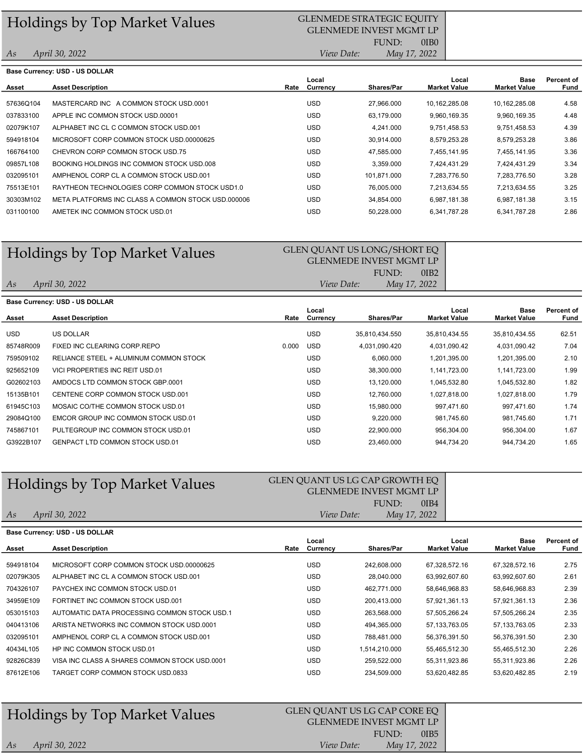## Holdings by Top Market Values

GLENMEDE STRATEGIC EQUITY
GLENMEDE INVEST MGMT LP
FUND: 0IB0

*As* April 30, 2022 — *View Date:* May 17, 2022

**Base Currency: USD - US DOLLAR**

| Asset | Asset Description | Rate | Local Currency | Shares/Par | Local Market Value | Base Market Value | Percent of Fund |
|---|---|---|---|---|---|---|---|
| 57636Q104 | MASTERCARD INC A COMMON STOCK USD.0001 | | USD | 27,966.000 | 10,162,285.08 | 10,162,285.08 | 4.58 |
| 037833100 | APPLE INC COMMON STOCK USD.00001 | | USD | 63,179.000 | 9,960,169.35 | 9,960,169.35 | 4.48 |
| 02079K107 | ALPHABET INC CL C COMMON STOCK USD.001 | | USD | 4,241.000 | 9,751,458.53 | 9,751,458.53 | 4.39 |
| 594918104 | MICROSOFT CORP COMMON STOCK USD.00000625 | | USD | 30,914.000 | 8,579,253.28 | 8,579,253.28 | 3.86 |
| 166764100 | CHEVRON CORP COMMON STOCK USD.75 | | USD | 47,585.000 | 7,455,141.95 | 7,455,141.95 | 3.36 |
| 09857L108 | BOOKING HOLDINGS INC COMMON STOCK USD.008 | | USD | 3,359.000 | 7,424,431.29 | 7,424,431.29 | 3.34 |
| 032095101 | AMPHENOL CORP CL A COMMON STOCK USD.001 | | USD | 101,871.000 | 7,283,776.50 | 7,283,776.50 | 3.28 |
| 75513E101 | RAYTHEON TECHNOLOGIES CORP COMMON STOCK USD1.0 | | USD | 76,005.000 | 7,213,634.55 | 7,213,634.55 | 3.25 |
| 30303M102 | META PLATFORMS INC CLASS A COMMON STOCK USD.000006 | | USD | 34,854.000 | 6,987,181.38 | 6,987,181.38 | 3.15 |
| 031100100 | AMETEK INC COMMON STOCK USD.01 | | USD | 50,228.000 | 6,341,787.28 | 6,341,787.28 | 2.86 |

## Holdings by Top Market Values

GLEN QUANT US LONG/SHORT EQ
GLENMEDE INVEST MGMT LP
FUND: 0IB2

*As* April 30, 2022 — *View Date:* May 17, 2022

**Base Currency: USD - US DOLLAR**

| Asset | Asset Description | Rate | Local Currency | Shares/Par | Local Market Value | Base Market Value | Percent of Fund |
|---|---|---|---|---|---|---|---|
| USD | US DOLLAR | | USD | 35,810,434.550 | 35,810,434.55 | 35,810,434.55 | 62.51 |
| 85748R009 | FIXED INC CLEARING CORP.REPO | 0.000 | USD | 4,031,090.420 | 4,031,090.42 | 4,031,090.42 | 7.04 |
| 759509102 | RELIANCE STEEL + ALUMINUM COMMON STOCK | | USD | 6,060.000 | 1,201,395.00 | 1,201,395.00 | 2.10 |
| 925652109 | VICI PROPERTIES INC REIT USD.01 | | USD | 38,300.000 | 1,141,723.00 | 1,141,723.00 | 1.99 |
| G02602103 | AMDOCS LTD COMMON STOCK GBP.0001 | | USD | 13,120.000 | 1,045,532.80 | 1,045,532.80 | 1.82 |
| 15135B101 | CENTENE CORP COMMON STOCK USD.001 | | USD | 12,760.000 | 1,027,818.00 | 1,027,818.00 | 1.79 |
| 61945C103 | MOSAIC CO/THE COMMON STOCK USD.01 | | USD | 15,980.000 | 997,471.60 | 997,471.60 | 1.74 |
| 29084Q100 | EMCOR GROUP INC COMMON STOCK USD.01 | | USD | 9,220.000 | 981,745.60 | 981,745.60 | 1.71 |
| 745867101 | PULTEGROUP INC COMMON STOCK USD.01 | | USD | 22,900.000 | 956,304.00 | 956,304.00 | 1.67 |
| G3922B107 | GENPACT LTD COMMON STOCK USD.01 | | USD | 23,460.000 | 944,734.20 | 944,734.20 | 1.65 |

## Holdings by Top Market Values

GLEN QUANT US LG CAP GROWTH EQ
GLENMEDE INVEST MGMT LP
FUND: 0IB4

*As* April 30, 2022 — *View Date:* May 17, 2022

**Base Currency: USD - US DOLLAR**

| Asset | Asset Description | Rate | Local Currency | Shares/Par | Local Market Value | Base Market Value | Percent of Fund |
|---|---|---|---|---|---|---|---|
| 594918104 | MICROSOFT CORP COMMON STOCK USD.00000625 | | USD | 242,608.000 | 67,328,572.16 | 67,328,572.16 | 2.75 |
| 02079K305 | ALPHABET INC CL A COMMON STOCK USD.001 | | USD | 28,040.000 | 63,992,607.60 | 63,992,607.60 | 2.61 |
| 704326107 | PAYCHEX INC COMMON STOCK USD.01 | | USD | 462,771.000 | 58,646,968.83 | 58,646,968.83 | 2.39 |
| 34959E109 | FORTINET INC COMMON STOCK USD.001 | | USD | 200,413.000 | 57,921,361.13 | 57,921,361.13 | 2.36 |
| 053015103 | AUTOMATIC DATA PROCESSING COMMON STOCK USD.1 | | USD | 263,568.000 | 57,505,266.24 | 57,505,266.24 | 2.35 |
| 040413106 | ARISTA NETWORKS INC COMMON STOCK USD.0001 | | USD | 494,365.000 | 57,133,763.05 | 57,133,763.05 | 2.33 |
| 032095101 | AMPHENOL CORP CL A COMMON STOCK USD.001 | | USD | 788,481.000 | 56,376,391.50 | 56,376,391.50 | 2.30 |
| 40434L105 | HP INC COMMON STOCK USD.01 | | USD | 1,514,210.000 | 55,465,512.30 | 55,465,512.30 | 2.26 |
| 92826C839 | VISA INC CLASS A SHARES COMMON STOCK USD.0001 | | USD | 259,522.000 | 55,311,923.86 | 55,311,923.86 | 2.26 |
| 87612E106 | TARGET CORP COMMON STOCK USD.0833 | | USD | 234,509.000 | 53,620,482.85 | 53,620,482.85 | 2.19 |

## Holdings by Top Market Values

GLEN QUANT US LG CAP CORE EQ
GLENMEDE INVEST MGMT LP
FUND: 0IB5

*As* April 30, 2022 — *View Date:* May 17, 2022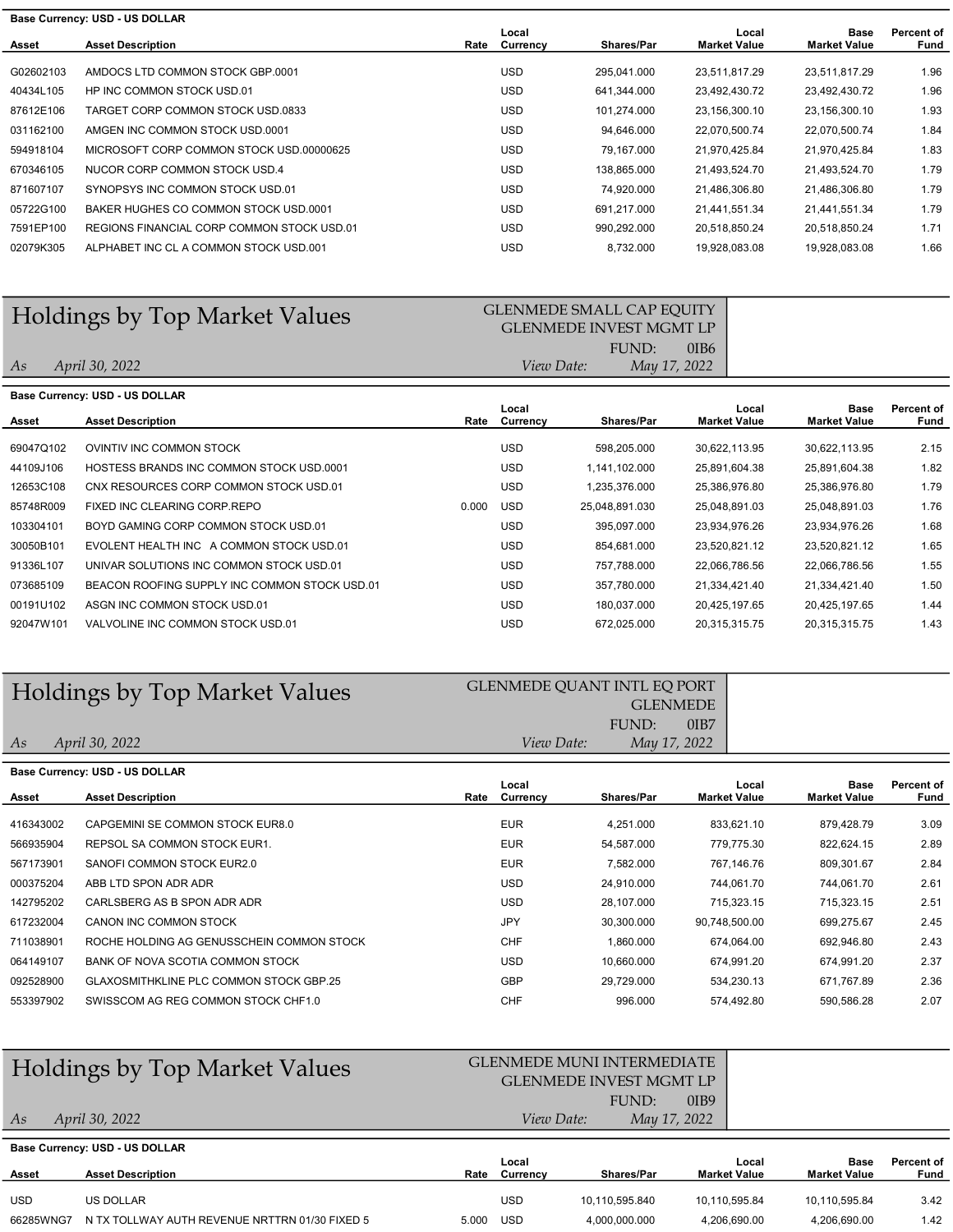Base Currency: USD - US DOLLAR

| Asset | Asset Description | Rate | Local Currency | Shares/Par | Local Market Value | Base Market Value | Percent of Fund |
|---|---|---|---|---|---|---|---|
| G02602103 | AMDOCS LTD COMMON STOCK GBP.0001 | | USD | 295,041.000 | 23,511,817.29 | 23,511,817.29 | 1.96 |
| 40434L105 | HP INC COMMON STOCK USD.01 | | USD | 641,344.000 | 23,492,430.72 | 23,492,430.72 | 1.96 |
| 87612E106 | TARGET CORP COMMON STOCK USD.0833 | | USD | 101,274.000 | 23,156,300.10 | 23,156,300.10 | 1.93 |
| 031162100 | AMGEN INC COMMON STOCK USD.0001 | | USD | 94,646.000 | 22,070,500.74 | 22,070,500.74 | 1.84 |
| 594918104 | MICROSOFT CORP COMMON STOCK USD.00000625 | | USD | 79,167.000 | 21,970,425.84 | 21,970,425.84 | 1.83 |
| 670346105 | NUCOR CORP COMMON STOCK USD.4 | | USD | 138,865.000 | 21,493,524.70 | 21,493,524.70 | 1.79 |
| 871607107 | SYNOPSYS INC COMMON STOCK USD.01 | | USD | 74,920.000 | 21,486,306.80 | 21,486,306.80 | 1.79 |
| 05722G100 | BAKER HUGHES CO COMMON STOCK USD.0001 | | USD | 691,217.000 | 21,441,551.34 | 21,441,551.34 | 1.79 |
| 7591EP100 | REGIONS FINANCIAL CORP COMMON STOCK USD.01 | | USD | 990,292.000 | 20,518,850.24 | 20,518,850.24 | 1.71 |
| 02079K305 | ALPHABET INC CL A COMMON STOCK USD.001 | | USD | 8,732.000 | 19,928,083.08 | 19,928,083.08 | 1.66 |

# Holdings by Top Market Values

GLENMEDE SMALL CAP EQUITY
GLENMEDE INVEST MGMT LP
FUND: 0IB6

*As April 30, 2022* *View Date: May 17, 2022*

Base Currency: USD - US DOLLAR

| Asset | Asset Description | Rate | Local Currency | Shares/Par | Local Market Value | Base Market Value | Percent of Fund |
|---|---|---|---|---|---|---|---|
| 69047Q102 | OVINTIV INC COMMON STOCK | | USD | 598,205.000 | 30,622,113.95 | 30,622,113.95 | 2.15 |
| 44109J106 | HOSTESS BRANDS INC COMMON STOCK USD.0001 | | USD | 1,141,102.000 | 25,891,604.38 | 25,891,604.38 | 1.82 |
| 12653C108 | CNX RESOURCES CORP COMMON STOCK USD.01 | | USD | 1,235,376.000 | 25,386,976.80 | 25,386,976.80 | 1.79 |
| 85748R009 | FIXED INC CLEARING CORP.REPO | 0.000 | USD | 25,048,891.030 | 25,048,891.03 | 25,048,891.03 | 1.76 |
| 103304101 | BOYD GAMING CORP COMMON STOCK USD.01 | | USD | 395,097.000 | 23,934,976.26 | 23,934,976.26 | 1.68 |
| 30050B101 | EVOLENT HEALTH INC A COMMON STOCK USD.01 | | USD | 854,681.000 | 23,520,821.12 | 23,520,821.12 | 1.65 |
| 91336L107 | UNIVAR SOLUTIONS INC COMMON STOCK USD.01 | | USD | 757,788.000 | 22,066,786.56 | 22,066,786.56 | 1.55 |
| 073685109 | BEACON ROOFING SUPPLY INC COMMON STOCK USD.01 | | USD | 357,780.000 | 21,334,421.40 | 21,334,421.40 | 1.50 |
| 00191U102 | ASGN INC COMMON STOCK USD.01 | | USD | 180,037.000 | 20,425,197.65 | 20,425,197.65 | 1.44 |
| 92047W101 | VALVOLINE INC COMMON STOCK USD.01 | | USD | 672,025.000 | 20,315,315.75 | 20,315,315.75 | 1.43 |

# Holdings by Top Market Values

GLENMEDE QUANT INTL EQ PORT
GLENMEDE
FUND: 0IB7

*As April 30, 2022* *View Date: May 17, 2022*

Base Currency: USD - US DOLLAR

| Asset | Asset Description | Rate | Local Currency | Shares/Par | Local Market Value | Base Market Value | Percent of Fund |
|---|---|---|---|---|---|---|---|
| 416343002 | CAPGEMINI SE COMMON STOCK EUR8.0 | | EUR | 4,251.000 | 833,621.10 | 879,428.79 | 3.09 |
| 566935904 | REPSOL SA COMMON STOCK EUR1. | | EUR | 54,587.000 | 779,775.30 | 822,624.15 | 2.89 |
| 567173901 | SANOFI COMMON STOCK EUR2.0 | | EUR | 7,582.000 | 767,146.76 | 809,301.67 | 2.84 |
| 000375204 | ABB LTD SPON ADR ADR | | USD | 24,910.000 | 744,061.70 | 744,061.70 | 2.61 |
| 142795202 | CARLSBERG AS B SPON ADR ADR | | USD | 28,107.000 | 715,323.15 | 715,323.15 | 2.51 |
| 617232004 | CANON INC COMMON STOCK | | JPY | 30,300.000 | 90,748,500.00 | 699,275.67 | 2.45 |
| 711038901 | ROCHE HOLDING AG GENUSSCHEIN COMMON STOCK | | CHF | 1,860.000 | 674,064.00 | 692,946.80 | 2.43 |
| 064149107 | BANK OF NOVA SCOTIA COMMON STOCK | | USD | 10,660.000 | 674,991.20 | 674,991.20 | 2.37 |
| 092528900 | GLAXOSMITHKLINE PLC COMMON STOCK GBP.25 | | GBP | 29,729.000 | 534,230.13 | 671,767.89 | 2.36 |
| 553397902 | SWISSCOM AG REG COMMON STOCK CHF1.0 | | CHF | 996.000 | 574,492.80 | 590,586.28 | 2.07 |

# Holdings by Top Market Values

GLENMEDE MUNI INTERMEDIATE
GLENMEDE INVEST MGMT LP
FUND: 0IB9

*As April 30, 2022* *View Date: May 17, 2022*

Base Currency: USD - US DOLLAR

| Asset | Asset Description | Rate | Local Currency | Shares/Par | Local Market Value | Base Market Value | Percent of Fund |
|---|---|---|---|---|---|---|---|
| USD | US DOLLAR | | USD | 10,110,595.840 | 10,110,595.84 | 10,110,595.84 | 3.42 |
| 66285WNG7 | N TX TOLLWAY AUTH REVENUE NRTTRN 01/30 FIXED 5 | 5.000 | USD | 4,000,000.000 | 4,206,690.00 | 4,206,690.00 | 1.42 |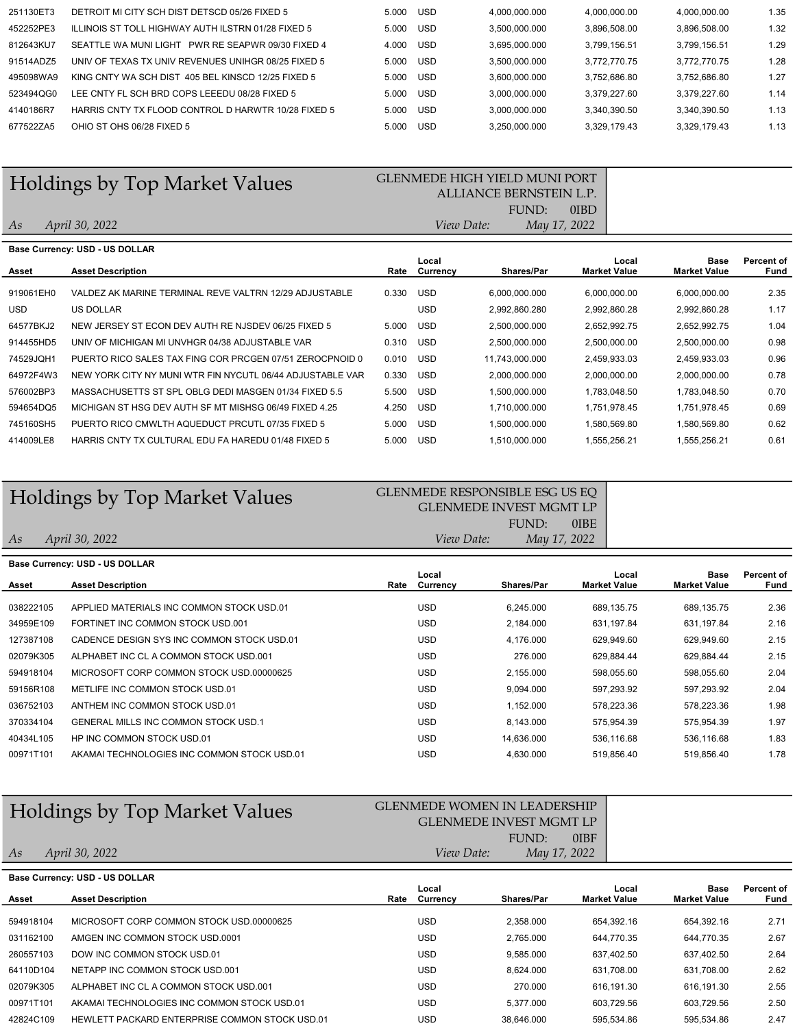| Asset | Asset Description | Rate | Local Currency | Shares/Par | Local Market Value | Base Market Value | Percent of Fund |
|---|---|---|---|---|---|---|---|
| 251130ET3 | DETROIT MI CITY SCH DIST DETSCD 05/26 FIXED 5 | 5.000 | USD | 4,000,000.000 | 4,000,000.00 | 4,000,000.00 | 1.35 |
| 452252PE3 | ILLINOIS ST TOLL HIGHWAY AUTH ILSTRN 01/28 FIXED 5 | 5.000 | USD | 3,500,000.000 | 3,896,508.00 | 3,896,508.00 | 1.32 |
| 812643KU7 | SEATTLE WA MUNI LIGHT PWR RE SEAPWR 09/30 FIXED 4 | 4.000 | USD | 3,695,000.000 | 3,799,156.51 | 3,799,156.51 | 1.29 |
| 91514ADZ5 | UNIV OF TEXAS TX UNIV REVENUES UNIHGR 08/25 FIXED 5 | 5.000 | USD | 3,500,000.000 | 3,772,770.75 | 3,772,770.75 | 1.28 |
| 495098WA9 | KING CNTY WA SCH DIST 405 BEL KINSCD 12/25 FIXED 5 | 5.000 | USD | 3,600,000.000 | 3,752,686.80 | 3,752,686.80 | 1.27 |
| 523494QG0 | LEE CNTY FL SCH BRD COPS LEEEDU 08/28 FIXED 5 | 5.000 | USD | 3,000,000.000 | 3,379,227.60 | 3,379,227.60 | 1.14 |
| 4140186R7 | HARRIS CNTY TX FLOOD CONTROL D HARWTR 10/28 FIXED 5 | 5.000 | USD | 3,000,000.000 | 3,340,390.50 | 3,340,390.50 | 1.13 |
| 677522ZA5 | OHIO ST OHS 06/28 FIXED 5 | 5.000 | USD | 3,250,000.000 | 3,329,179.43 | 3,329,179.43 | 1.13 |

## Holdings by Top Market Values

GLENMEDE HIGH YIELD MUNI PORT
ALLIANCE BERNSTEIN L.P.
FUND: 0IBD

*As* April 30, 2022 — *View Date:* May 17, 2022

**Base Currency: USD - US DOLLAR**

| Asset | Asset Description | Rate | Local Currency | Shares/Par | Local Market Value | Base Market Value | Percent of Fund |
|---|---|---|---|---|---|---|---|
| 919061EH0 | VALDEZ AK MARINE TERMINAL REVE VALTRN 12/29 ADJUSTABLE | 0.330 | USD | 6,000,000.000 | 6,000,000.00 | 6,000,000.00 | 2.35 |
| USD | US DOLLAR | | USD | 2,992,860.280 | 2,992,860.28 | 2,992,860.28 | 1.17 |
| 64577BKJ2 | NEW JERSEY ST ECON DEV AUTH RE NJSDEV 06/25 FIXED 5 | 5.000 | USD | 2,500,000.000 | 2,652,992.75 | 2,652,992.75 | 1.04 |
| 914455HD5 | UNIV OF MICHIGAN MI UNVHGR 04/38 ADJUSTABLE VAR | 0.310 | USD | 2,500,000.000 | 2,500,000.00 | 2,500,000.00 | 0.98 |
| 74529JQH1 | PUERTO RICO SALES TAX FING COR PRCGEN 07/51 ZEROCPNOID 0 | 0.010 | USD | 11,743,000.000 | 2,459,933.03 | 2,459,933.03 | 0.96 |
| 64972F4W3 | NEW YORK CITY NY MUNI WTR FIN NYCUTL 06/44 ADJUSTABLE VAR | 0.330 | USD | 2,000,000.000 | 2,000,000.00 | 2,000,000.00 | 0.78 |
| 576002BP3 | MASSACHUSETTS ST SPL OBLG DEDI MASGEN 01/34 FIXED 5.5 | 5.500 | USD | 1,500,000.000 | 1,783,048.50 | 1,783,048.50 | 0.70 |
| 594654DQ5 | MICHIGAN ST HSG DEV AUTH SF MT MISHSG 06/49 FIXED 4.25 | 4.250 | USD | 1,710,000.000 | 1,751,978.45 | 1,751,978.45 | 0.69 |
| 745160SH5 | PUERTO RICO CMWLTH AQUEDUCT PRCUTL 07/35 FIXED 5 | 5.000 | USD | 1,500,000.000 | 1,580,569.80 | 1,580,569.80 | 0.62 |
| 414009LE8 | HARRIS CNTY TX CULTURAL EDU FA HAREDU 01/48 FIXED 5 | 5.000 | USD | 1,510,000.000 | 1,555,256.21 | 1,555,256.21 | 0.61 |

## Holdings by Top Market Values

GLENMEDE RESPONSIBLE ESG US EQ
GLENMEDE INVEST MGMT LP
FUND: 0IBE

*As* April 30, 2022 — *View Date:* May 17, 2022

**Base Currency: USD - US DOLLAR**

| Asset | Asset Description | Rate | Local Currency | Shares/Par | Local Market Value | Base Market Value | Percent of Fund |
|---|---|---|---|---|---|---|---|
| 038222105 | APPLIED MATERIALS INC COMMON STOCK USD.01 | | USD | 6,245.000 | 689,135.75 | 689,135.75 | 2.36 |
| 34959E109 | FORTINET INC COMMON STOCK USD.001 | | USD | 2,184.000 | 631,197.84 | 631,197.84 | 2.16 |
| 127387108 | CADENCE DESIGN SYS INC COMMON STOCK USD.01 | | USD | 4,176.000 | 629,949.60 | 629,949.60 | 2.15 |
| 02079K305 | ALPHABET INC CL A COMMON STOCK USD.001 | | USD | 276.000 | 629,884.44 | 629,884.44 | 2.15 |
| 594918104 | MICROSOFT CORP COMMON STOCK USD.00000625 | | USD | 2,155.000 | 598,055.60 | 598,055.60 | 2.04 |
| 59156R108 | METLIFE INC COMMON STOCK USD.01 | | USD | 9,094.000 | 597,293.92 | 597,293.92 | 2.04 |
| 036752103 | ANTHEM INC COMMON STOCK USD.01 | | USD | 1,152.000 | 578,223.36 | 578,223.36 | 1.98 |
| 370334104 | GENERAL MILLS INC COMMON STOCK USD.1 | | USD | 8,143.000 | 575,954.39 | 575,954.39 | 1.97 |
| 40434L105 | HP INC COMMON STOCK USD.01 | | USD | 14,636.000 | 536,116.68 | 536,116.68 | 1.83 |
| 00971T101 | AKAMAI TECHNOLOGIES INC COMMON STOCK USD.01 | | USD | 4,630.000 | 519,856.40 | 519,856.40 | 1.78 |

## Holdings by Top Market Values

GLENMEDE WOMEN IN LEADERSHIP
GLENMEDE INVEST MGMT LP
FUND: 0IBF

*As* April 30, 2022 — *View Date:* May 17, 2022

**Base Currency: USD - US DOLLAR**

| Asset | Asset Description | Rate | Local Currency | Shares/Par | Local Market Value | Base Market Value | Percent of Fund |
|---|---|---|---|---|---|---|---|
| 594918104 | MICROSOFT CORP COMMON STOCK USD.00000625 | | USD | 2,358.000 | 654,392.16 | 654,392.16 | 2.71 |
| 031162100 | AMGEN INC COMMON STOCK USD.0001 | | USD | 2,765.000 | 644,770.35 | 644,770.35 | 2.67 |
| 260557103 | DOW INC COMMON STOCK USD.01 | | USD | 9,585.000 | 637,402.50 | 637,402.50 | 2.64 |
| 64110D104 | NETAPP INC COMMON STOCK USD.001 | | USD | 8,624.000 | 631,708.00 | 631,708.00 | 2.62 |
| 02079K305 | ALPHABET INC CL A COMMON STOCK USD.001 | | USD | 270.000 | 616,191.30 | 616,191.30 | 2.55 |
| 00971T101 | AKAMAI TECHNOLOGIES INC COMMON STOCK USD.01 | | USD | 5,377.000 | 603,729.56 | 603,729.56 | 2.50 |
| 42824C109 | HEWLETT PACKARD ENTERPRISE COMMON STOCK USD.01 | | USD | 38,646.000 | 595,534.86 | 595,534.86 | 2.47 |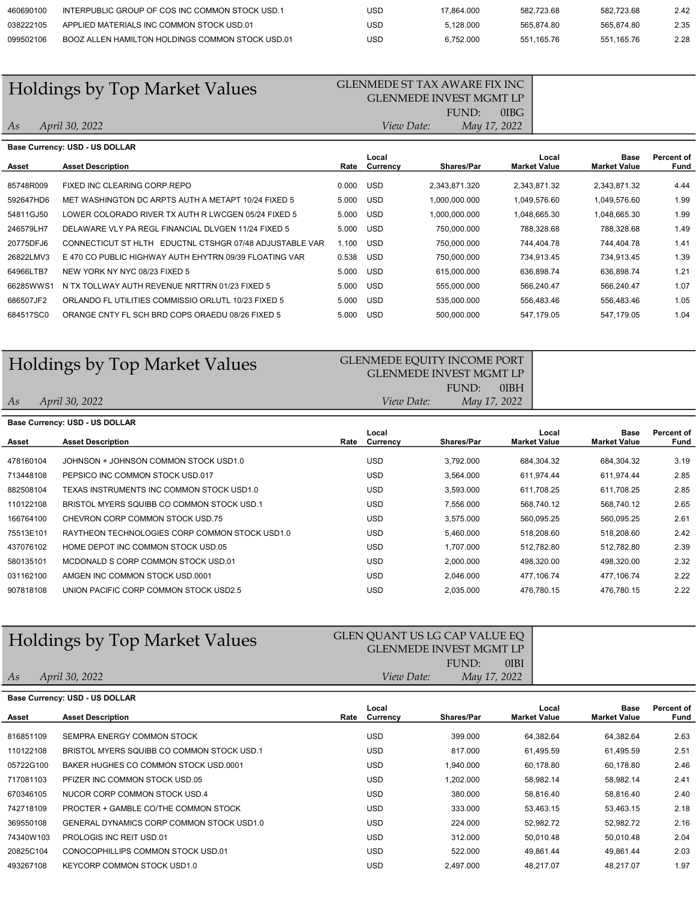| Asset | Asset Description | Rate | Local Currency | Shares/Par | Local Market Value | Base Market Value | Percent of Fund |
|---|---|---|---|---|---|---|---|
| 460690100 | INTERPUBLIC GROUP OF COS INC COMMON STOCK USD.1 | | USD | 17,864.000 | 582,723.68 | 582,723.68 | 2.42 |
| 038222105 | APPLIED MATERIALS INC COMMON STOCK USD.01 | | USD | 5,128.000 | 565,874.80 | 565,874.80 | 2.35 |
| 099502106 | BOOZ ALLEN HAMILTON HOLDINGS COMMON STOCK USD.01 | | USD | 6,752.000 | 551,165.76 | 551,165.76 | 2.28 |

# Holdings by Top Market Values

GLENMEDE ST TAX AWARE FIX INC
GLENMEDE INVEST MGMT LP
FUND: 0IBG

*As* *April 30, 2022* *View Date:* *May 17, 2022*

**Base Currency: USD - US DOLLAR**

| Asset | Asset Description | Rate | Local Currency | Shares/Par | Local Market Value | Base Market Value | Percent of Fund |
|---|---|---|---|---|---|---|---|
| 85748R009 | FIXED INC CLEARING CORP.REPO | 0.000 | USD | 2,343,871.320 | 2,343,871.32 | 2,343,871.32 | 4.44 |
| 592647HD6 | MET WASHINGTON DC ARPTS AUTH A METAPT 10/24 FIXED 5 | 5.000 | USD | 1,000,000.000 | 1,049,576.60 | 1,049,576.60 | 1.99 |
| 54811GJ50 | LOWER COLORADO RIVER TX AUTH R LWCGEN 05/24 FIXED 5 | 5.000 | USD | 1,000,000.000 | 1,048,665.30 | 1,048,665.30 | 1.99 |
| 246579LH7 | DELAWARE VLY PA REGL FINANCIAL DLVGEN 11/24 FIXED 5 | 5.000 | USD | 750,000.000 | 788,328.68 | 788,328.68 | 1.49 |
| 20775DFJ6 | CONNECTICUT ST HLTH EDUCTNL CTSHGR 07/48 ADJUSTABLE VAR | 1.100 | USD | 750,000.000 | 744,404.78 | 744,404.78 | 1.41 |
| 26822LMV3 | E 470 CO PUBLIC HIGHWAY AUTH EHYTRN 09/39 FLOATING VAR | 0.538 | USD | 750,000.000 | 734,913.45 | 734,913.45 | 1.39 |
| 64966LTB7 | NEW YORK NY NYC 08/23 FIXED 5 | 5.000 | USD | 615,000.000 | 636,898.74 | 636,898.74 | 1.21 |
| 66285WWS1 | N TX TOLLWAY AUTH REVENUE NRTTRN 01/23 FIXED 5 | 5.000 | USD | 555,000.000 | 566,240.47 | 566,240.47 | 1.07 |
| 686507JF2 | ORLANDO FL UTILITIES COMMISSIO ORLUTL 10/23 FIXED 5 | 5.000 | USD | 535,000.000 | 556,483.46 | 556,483.46 | 1.05 |
| 684517SC0 | ORANGE CNTY FL SCH BRD COPS ORAEDU 08/26 FIXED 5 | 5.000 | USD | 500,000.000 | 547,179.05 | 547,179.05 | 1.04 |

# Holdings by Top Market Values

GLENMEDE EQUITY INCOME PORT
GLENMEDE INVEST MGMT LP
FUND: 0IBH

*As* *April 30, 2022* *View Date:* *May 17, 2022*

**Base Currency: USD - US DOLLAR**

| Asset | Asset Description | Rate | Local Currency | Shares/Par | Local Market Value | Base Market Value | Percent of Fund |
|---|---|---|---|---|---|---|---|
| 478160104 | JOHNSON + JOHNSON COMMON STOCK USD1.0 | | USD | 3,792.000 | 684,304.32 | 684,304.32 | 3.19 |
| 713448108 | PEPSICO INC COMMON STOCK USD.017 | | USD | 3,564.000 | 611,974.44 | 611,974.44 | 2.85 |
| 882508104 | TEXAS INSTRUMENTS INC COMMON STOCK USD1.0 | | USD | 3,593.000 | 611,708.25 | 611,708.25 | 2.85 |
| 110122108 | BRISTOL MYERS SQUIBB CO COMMON STOCK USD.1 | | USD | 7,556.000 | 568,740.12 | 568,740.12 | 2.65 |
| 166764100 | CHEVRON CORP COMMON STOCK USD.75 | | USD | 3,575.000 | 560,095.25 | 560,095.25 | 2.61 |
| 75513E101 | RAYTHEON TECHNOLOGIES CORP COMMON STOCK USD1.0 | | USD | 5,460.000 | 518,208.60 | 518,208.60 | 2.42 |
| 437076102 | HOME DEPOT INC COMMON STOCK USD.05 | | USD | 1,707.000 | 512,782.80 | 512,782.80 | 2.39 |
| 580135101 | MCDONALD S CORP COMMON STOCK USD.01 | | USD | 2,000.000 | 498,320.00 | 498,320.00 | 2.32 |
| 031162100 | AMGEN INC COMMON STOCK USD.0001 | | USD | 2,046.000 | 477,106.74 | 477,106.74 | 2.22 |
| 907818108 | UNION PACIFIC CORP COMMON STOCK USD2.5 | | USD | 2,035.000 | 476,780.15 | 476,780.15 | 2.22 |

# Holdings by Top Market Values

GLEN QUANT US LG CAP VALUE EQ
GLENMEDE INVEST MGMT LP
FUND: 0IBI

*As* *April 30, 2022* *View Date:* *May 17, 2022*

**Base Currency: USD - US DOLLAR**

| Asset | Asset Description | Rate | Local Currency | Shares/Par | Local Market Value | Base Market Value | Percent of Fund |
|---|---|---|---|---|---|---|---|
| 816851109 | SEMPRA ENERGY COMMON STOCK | | USD | 399.000 | 64,382.64 | 64,382.64 | 2.63 |
| 110122108 | BRISTOL MYERS SQUIBB CO COMMON STOCK USD.1 | | USD | 817.000 | 61,495.59 | 61,495.59 | 2.51 |
| 05722G100 | BAKER HUGHES CO COMMON STOCK USD.0001 | | USD | 1,940.000 | 60,178.80 | 60,178.80 | 2.46 |
| 717081103 | PFIZER INC COMMON STOCK USD.05 | | USD | 1,202.000 | 58,982.14 | 58,982.14 | 2.41 |
| 670346105 | NUCOR CORP COMMON STOCK USD.4 | | USD | 380.000 | 58,816.40 | 58,816.40 | 2.40 |
| 742718109 | PROCTER + GAMBLE CO/THE COMMON STOCK | | USD | 333.000 | 53,463.15 | 53,463.15 | 2.18 |
| 369550108 | GENERAL DYNAMICS CORP COMMON STOCK USD1.0 | | USD | 224.000 | 52,982.72 | 52,982.72 | 2.16 |
| 74340W103 | PROLOGIS INC REIT USD.01 | | USD | 312.000 | 50,010.48 | 50,010.48 | 2.04 |
| 20825C104 | CONOCOPHILLIPS COMMON STOCK USD.01 | | USD | 522.000 | 49,861.44 | 49,861.44 | 2.03 |
| 493267108 | KEYCORP COMMON STOCK USD1.0 | | USD | 2,497.000 | 48,217.07 | 48,217.07 | 1.97 |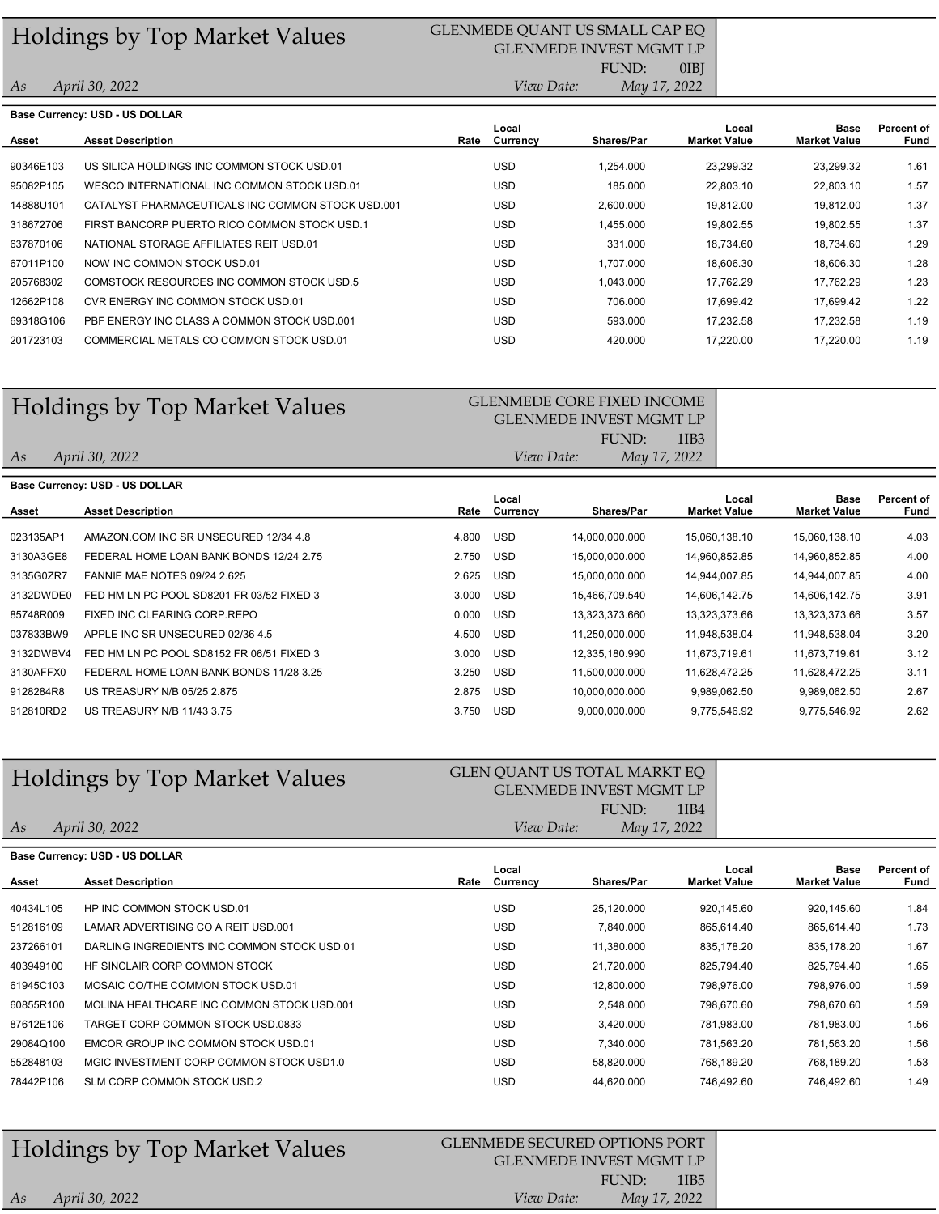## Holdings by Top Market Values

GLENMEDE QUANT US SMALL CAP EQ
GLENMEDE INVEST MGMT LP
FUND: 0IBJ

*As* *April 30, 2022* *View Date:* *May 17, 2022*

**Base Currency: USD - US DOLLAR**

| Asset | Asset Description | Rate | Local Currency | Shares/Par | Local Market Value | Base Market Value | Percent of Fund |
|---|---|---|---|---|---|---|---|
| 90346E103 | US SILICA HOLDINGS INC COMMON STOCK USD.01 | | USD | 1,254.000 | 23,299.32 | 23,299.32 | 1.61 |
| 95082P105 | WESCO INTERNATIONAL INC COMMON STOCK USD.01 | | USD | 185.000 | 22,803.10 | 22,803.10 | 1.57 |
| 14888U101 | CATALYST PHARMACEUTICALS INC COMMON STOCK USD.001 | | USD | 2,600.000 | 19,812.00 | 19,812.00 | 1.37 |
| 318672706 | FIRST BANCORP PUERTO RICO COMMON STOCK USD.1 | | USD | 1,455.000 | 19,802.55 | 19,802.55 | 1.37 |
| 637870106 | NATIONAL STORAGE AFFILIATES REIT USD.01 | | USD | 331.000 | 18,734.60 | 18,734.60 | 1.29 |
| 67011P100 | NOW INC COMMON STOCK USD.01 | | USD | 1,707.000 | 18,606.30 | 18,606.30 | 1.28 |
| 205768302 | COMSTOCK RESOURCES INC COMMON STOCK USD.5 | | USD | 1,043.000 | 17,762.29 | 17,762.29 | 1.23 |
| 12662P108 | CVR ENERGY INC COMMON STOCK USD.01 | | USD | 706.000 | 17,699.42 | 17,699.42 | 1.22 |
| 69318G106 | PBF ENERGY INC CLASS A COMMON STOCK USD.001 | | USD | 593.000 | 17,232.58 | 17,232.58 | 1.19 |
| 201723103 | COMMERCIAL METALS CO COMMON STOCK USD.01 | | USD | 420.000 | 17,220.00 | 17,220.00 | 1.19 |

## Holdings by Top Market Values

GLENMEDE CORE FIXED INCOME
GLENMEDE INVEST MGMT LP
FUND: 1IB3

*As* *April 30, 2022* *View Date:* *May 17, 2022*

**Base Currency: USD - US DOLLAR**

| Asset | Asset Description | Rate | Local Currency | Shares/Par | Local Market Value | Base Market Value | Percent of Fund |
|---|---|---|---|---|---|---|---|
| 023135AP1 | AMAZON.COM INC SR UNSECURED 12/34 4.8 | 4.800 | USD | 14,000,000.000 | 15,060,138.10 | 15,060,138.10 | 4.03 |
| 3130A3GE8 | FEDERAL HOME LOAN BANK BONDS 12/24 2.75 | 2.750 | USD | 15,000,000.000 | 14,960,852.85 | 14,960,852.85 | 4.00 |
| 3135G0ZR7 | FANNIE MAE NOTES 09/24 2.625 | 2.625 | USD | 15,000,000.000 | 14,944,007.85 | 14,944,007.85 | 4.00 |
| 3132DWDE0 | FED HM LN PC POOL SD8201 FR 03/52 FIXED 3 | 3.000 | USD | 15,466,709.540 | 14,606,142.75 | 14,606,142.75 | 3.91 |
| 85748R009 | FIXED INC CLEARING CORP.REPO | 0.000 | USD | 13,323,373.660 | 13,323,373.66 | 13,323,373.66 | 3.57 |
| 037833BW9 | APPLE INC SR UNSECURED 02/36 4.5 | 4.500 | USD | 11,250,000.000 | 11,948,538.04 | 11,948,538.04 | 3.20 |
| 3132DWBV4 | FED HM LN PC POOL SD8152 FR 06/51 FIXED 3 | 3.000 | USD | 12,335,180.990 | 11,673,719.61 | 11,673,719.61 | 3.12 |
| 3130AFFX0 | FEDERAL HOME LOAN BANK BONDS 11/28 3.25 | 3.250 | USD | 11,500,000.000 | 11,628,472.25 | 11,628,472.25 | 3.11 |
| 9128284R8 | US TREASURY N/B 05/25 2.875 | 2.875 | USD | 10,000,000.000 | 9,989,062.50 | 9,989,062.50 | 2.67 |
| 912810RD2 | US TREASURY N/B 11/43 3.75 | 3.750 | USD | 9,000,000.000 | 9,775,546.92 | 9,775,546.92 | 2.62 |

## Holdings by Top Market Values

GLEN QUANT US TOTAL MARKT EQ
GLENMEDE INVEST MGMT LP
FUND: 1IB4

*As* *April 30, 2022* *View Date:* *May 17, 2022*

**Base Currency: USD - US DOLLAR**

| Asset | Asset Description | Rate | Local Currency | Shares/Par | Local Market Value | Base Market Value | Percent of Fund |
|---|---|---|---|---|---|---|---|
| 40434L105 | HP INC COMMON STOCK USD.01 | | USD | 25,120.000 | 920,145.60 | 920,145.60 | 1.84 |
| 512816109 | LAMAR ADVERTISING CO A REIT USD.001 | | USD | 7,840.000 | 865,614.40 | 865,614.40 | 1.73 |
| 237266101 | DARLING INGREDIENTS INC COMMON STOCK USD.01 | | USD | 11,380.000 | 835,178.20 | 835,178.20 | 1.67 |
| 403949100 | HF SINCLAIR CORP COMMON STOCK | | USD | 21,720.000 | 825,794.40 | 825,794.40 | 1.65 |
| 61945C103 | MOSAIC CO/THE COMMON STOCK USD.01 | | USD | 12,800.000 | 798,976.00 | 798,976.00 | 1.59 |
| 60855R100 | MOLINA HEALTHCARE INC COMMON STOCK USD.001 | | USD | 2,548.000 | 798,670.60 | 798,670.60 | 1.59 |
| 87612E106 | TARGET CORP COMMON STOCK USD.0833 | | USD | 3,420.000 | 781,983.00 | 781,983.00 | 1.56 |
| 29084Q100 | EMCOR GROUP INC COMMON STOCK USD.01 | | USD | 7,340.000 | 781,563.20 | 781,563.20 | 1.56 |
| 552848103 | MGIC INVESTMENT CORP COMMON STOCK USD1.0 | | USD | 58,820.000 | 768,189.20 | 768,189.20 | 1.53 |
| 78442P106 | SLM CORP COMMON STOCK USD.2 | | USD | 44,620.000 | 746,492.60 | 746,492.60 | 1.49 |

## Holdings by Top Market Values

GLENMEDE SECURED OPTIONS PORT
GLENMEDE INVEST MGMT LP
FUND: 1IB5

*As* *April 30, 2022* *View Date:* *May 17, 2022*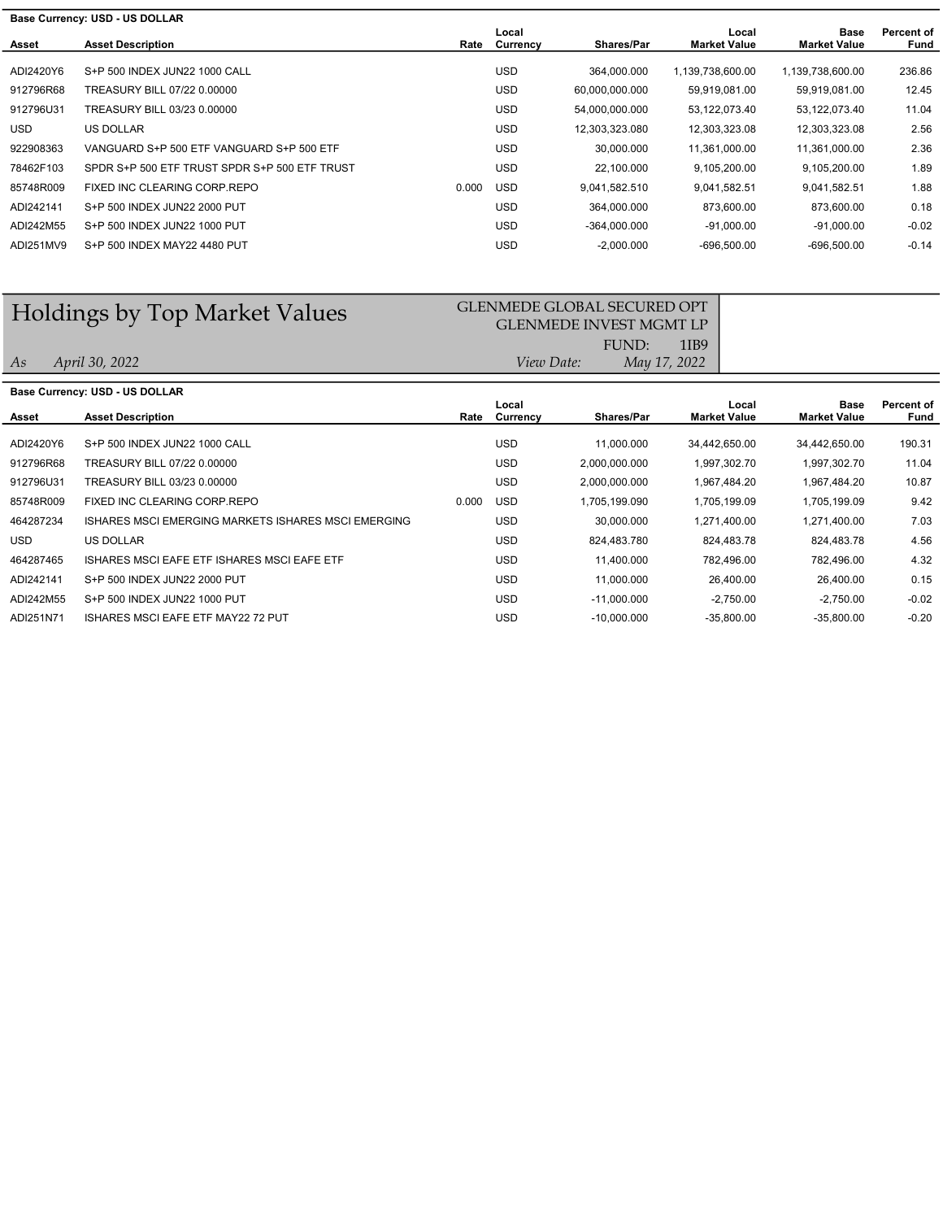**Base Currency: USD - US DOLLAR**

| Asset | Asset Description | Rate | Local Currency | Shares/Par | Local Market Value | Base Market Value | Percent of Fund |
|---|---|---|---|---|---|---|---|
| ADI2420Y6 | S+P 500 INDEX JUN22 1000 CALL | | USD | 364,000.000 | 1,139,738,600.00 | 1,139,738,600.00 | 236.86 |
| 912796R68 | TREASURY BILL 07/22 0.00000 | | USD | 60,000,000.000 | 59,919,081.00 | 59,919,081.00 | 12.45 |
| 912796U31 | TREASURY BILL 03/23 0.00000 | | USD | 54,000,000.000 | 53,122,073.40 | 53,122,073.40 | 11.04 |
| USD | US DOLLAR | | USD | 12,303,323.080 | 12,303,323.08 | 12,303,323.08 | 2.56 |
| 922908363 | VANGUARD S+P 500 ETF VANGUARD S+P 500 ETF | | USD | 30,000.000 | 11,361,000.00 | 11,361,000.00 | 2.36 |
| 78462F103 | SPDR S+P 500 ETF TRUST SPDR S+P 500 ETF TRUST | | USD | 22,100.000 | 9,105,200.00 | 9,105,200.00 | 1.89 |
| 85748R009 | FIXED INC CLEARING CORP.REPO | 0.000 | USD | 9,041,582.510 | 9,041,582.51 | 9,041,582.51 | 1.88 |
| ADI242141 | S+P 500 INDEX JUN22 2000 PUT | | USD | 364,000.000 | 873,600.00 | 873,600.00 | 0.18 |
| ADI242M55 | S+P 500 INDEX JUN22 1000 PUT | | USD | -364,000.000 | -91,000.00 | -91,000.00 | -0.02 |
| ADI251MV9 | S+P 500 INDEX MAY22 4480 PUT | | USD | -2,000.000 | -696,500.00 | -696,500.00 | -0.14 |

# Holdings by Top Market Values

GLENMEDE GLOBAL SECURED OPT
GLENMEDE INVEST MGMT LP
FUND: 1IB9

*As April 30, 2022*

*View Date: May 17, 2022*

**Base Currency: USD - US DOLLAR**

| Asset | Asset Description | Rate | Local Currency | Shares/Par | Local Market Value | Base Market Value | Percent of Fund |
|---|---|---|---|---|---|---|---|
| ADI2420Y6 | S+P 500 INDEX JUN22 1000 CALL | | USD | 11,000.000 | 34,442,650.00 | 34,442,650.00 | 190.31 |
| 912796R68 | TREASURY BILL 07/22 0.00000 | | USD | 2,000,000.000 | 1,997,302.70 | 1,997,302.70 | 11.04 |
| 912796U31 | TREASURY BILL 03/23 0.00000 | | USD | 2,000,000.000 | 1,967,484.20 | 1,967,484.20 | 10.87 |
| 85748R009 | FIXED INC CLEARING CORP.REPO | 0.000 | USD | 1,705,199.090 | 1,705,199.09 | 1,705,199.09 | 9.42 |
| 464287234 | ISHARES MSCI EMERGING MARKETS ISHARES MSCI EMERGING | | USD | 30,000.000 | 1,271,400.00 | 1,271,400.00 | 7.03 |
| USD | US DOLLAR | | USD | 824,483.780 | 824,483.78 | 824,483.78 | 4.56 |
| 464287465 | ISHARES MSCI EAFE ETF ISHARES MSCI EAFE ETF | | USD | 11,400.000 | 782,496.00 | 782,496.00 | 4.32 |
| ADI242141 | S+P 500 INDEX JUN22 2000 PUT | | USD | 11,000.000 | 26,400.00 | 26,400.00 | 0.15 |
| ADI242M55 | S+P 500 INDEX JUN22 1000 PUT | | USD | -11,000.000 | -2,750.00 | -2,750.00 | -0.02 |
| ADI251N71 | ISHARES MSCI EAFE ETF MAY22 72 PUT | | USD | -10,000.000 | -35,800.00 | -35,800.00 | -0.20 |